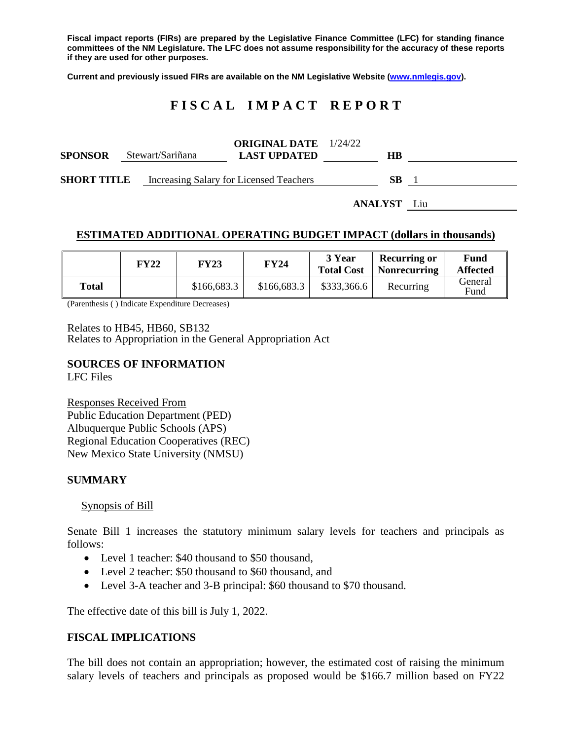Fiscal impact reports (FIRs) are prepared by the Legislative Finance Committee (LFC) for standing finance committees of the NM Legislature. The LFC does not assume responsibility for the accuracy of these reports if they are used for other purposes.

Current and previously issued FIRs are available on the NM Legislative Website (www.nmlegis.gov).

# FISCAL IMPACT REPORT

**SPONSOR** Stewart/Sariñana **ORIGINAL DATE** 1/24/22 **LAST UPDATED** **HB**

**SHORT TITLE** Increasing Salary for Licensed Teachers **SB** 1

**ANALYST** Liu

## ESTIMATED ADDITIONAL OPERATING BUDGET IMPACT (dollars in thousands)

| | FY22 | FY23 | FY24 | 3 Year Total Cost | Recurring or Nonrecurring | Fund Affected |
|---|---|---|---|---|---|---|
| **Total** | | $166,683.3 | $166,683.3 | $333,366.6 | Recurring | General Fund |

(Parenthesis ( ) Indicate Expenditure Decreases)

Relates to HB45, HB60, SB132
Relates to Appropriation in the General Appropriation Act

## SOURCES OF INFORMATION

LFC Files

Responses Received From
Public Education Department (PED)
Albuquerque Public Schools (APS)
Regional Education Cooperatives (REC)
New Mexico State University (NMSU)

## SUMMARY

Synopsis of Bill

Senate Bill 1 increases the statutory minimum salary levels for teachers and principals as follows:

- Level 1 teacher: $40 thousand to $50 thousand,
- Level 2 teacher: $50 thousand to $60 thousand, and
- Level 3-A teacher and 3-B principal: $60 thousand to $70 thousand.

The effective date of this bill is July 1, 2022.

## FISCAL IMPLICATIONS

The bill does not contain an appropriation; however, the estimated cost of raising the minimum salary levels of teachers and principals as proposed would be $166.7 million based on FY22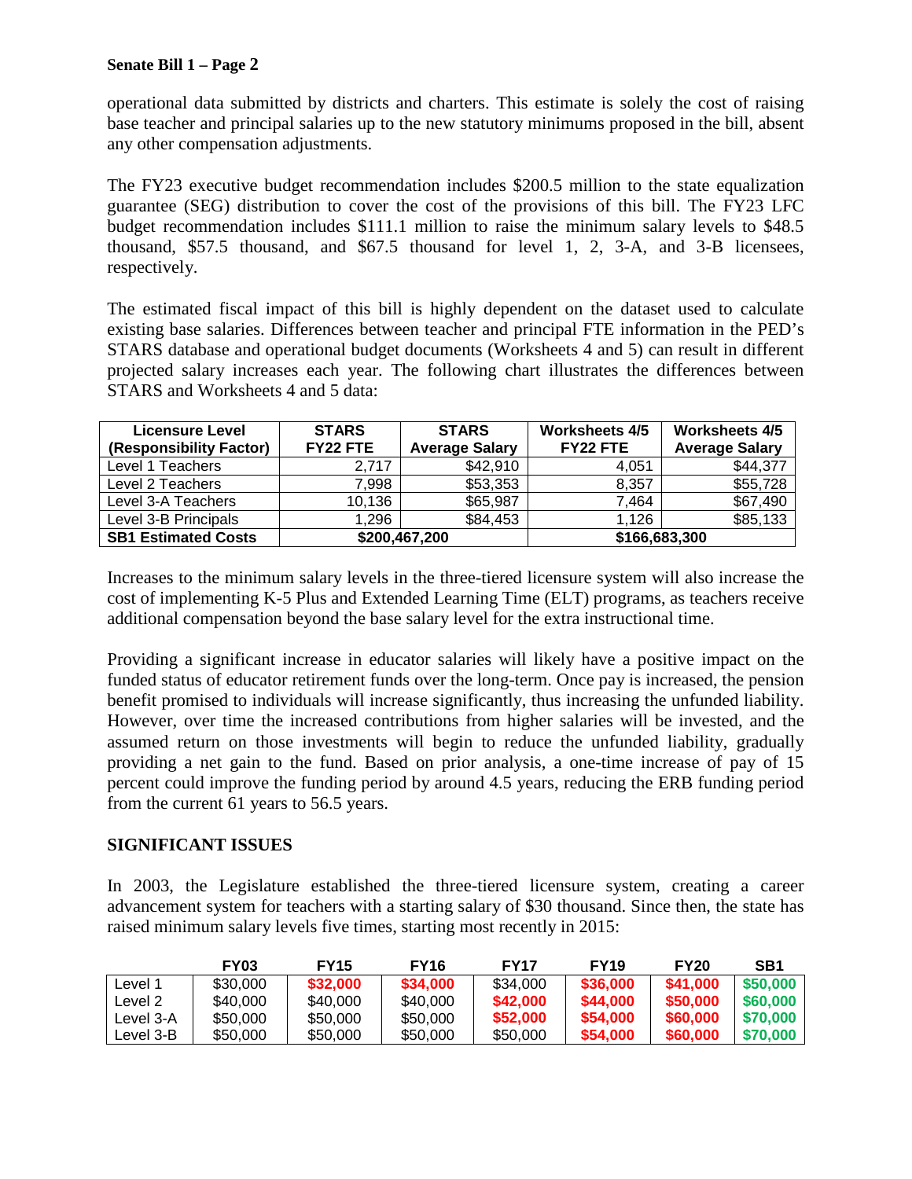operational data submitted by districts and charters. This estimate is solely the cost of raising base teacher and principal salaries up to the new statutory minimums proposed in the bill, absent any other compensation adjustments.

The FY23 executive budget recommendation includes $200.5 million to the state equalization guarantee (SEG) distribution to cover the cost of the provisions of this bill. The FY23 LFC budget recommendation includes $111.1 million to raise the minimum salary levels to $48.5 thousand, $57.5 thousand, and $67.5 thousand for level 1, 2, 3-A, and 3-B licensees, respectively.

The estimated fiscal impact of this bill is highly dependent on the dataset used to calculate existing base salaries. Differences between teacher and principal FTE information in the PED's STARS database and operational budget documents (Worksheets 4 and 5) can result in different projected salary increases each year. The following chart illustrates the differences between STARS and Worksheets 4 and 5 data:

| Licensure Level (Responsibility Factor) | STARS FY22 FTE | STARS Average Salary | Worksheets 4/5 FY22 FTE | Worksheets 4/5 Average Salary |
|---|---|---|---|---|
| Level 1 Teachers | 2,717 | $42,910 | 4,051 | $44,377 |
| Level 2 Teachers | 7,998 | $53,353 | 8,357 | $55,728 |
| Level 3-A Teachers | 10,136 | $65,987 | 7,464 | $67,490 |
| Level 3-B Principals | 1,296 | $84,453 | 1,126 | $85,133 |
| **SB1 Estimated Costs** | **$200,467,200** | | **$166,683,300** | |

Increases to the minimum salary levels in the three-tiered licensure system will also increase the cost of implementing K-5 Plus and Extended Learning Time (ELT) programs, as teachers receive additional compensation beyond the base salary level for the extra instructional time.

Providing a significant increase in educator salaries will likely have a positive impact on the funded status of educator retirement funds over the long-term. Once pay is increased, the pension benefit promised to individuals will increase significantly, thus increasing the unfunded liability. However, over time the increased contributions from higher salaries will be invested, and the assumed return on those investments will begin to reduce the unfunded liability, gradually providing a net gain to the fund. Based on prior analysis, a one-time increase of pay of 15 percent could improve the funding period by around 4.5 years, reducing the ERB funding period from the current 61 years to 56.5 years.

## SIGNIFICANT ISSUES

In 2003, the Legislature established the three-tiered licensure system, creating a career advancement system for teachers with a starting salary of $30 thousand. Since then, the state has raised minimum salary levels five times, starting most recently in 2015:

| | FY03 | FY15 | FY16 | FY17 | FY19 | FY20 | SB1 |
|---|---|---|---|---|---|---|---|
| Level 1 | $30,000 | **$32,000** | **$34,000** | $34,000 | **$36,000** | **$41,000** | **$50,000** |
| Level 2 | $40,000 | $40,000 | $40,000 | **$42,000** | **$44,000** | **$50,000** | **$60,000** |
| Level 3-A | $50,000 | $50,000 | $50,000 | **$52,000** | **$54,000** | **$60,000** | **$70,000** |
| Level 3-B | $50,000 | $50,000 | $50,000 | $50,000 | **$54,000** | **$60,000** | **$70,000** |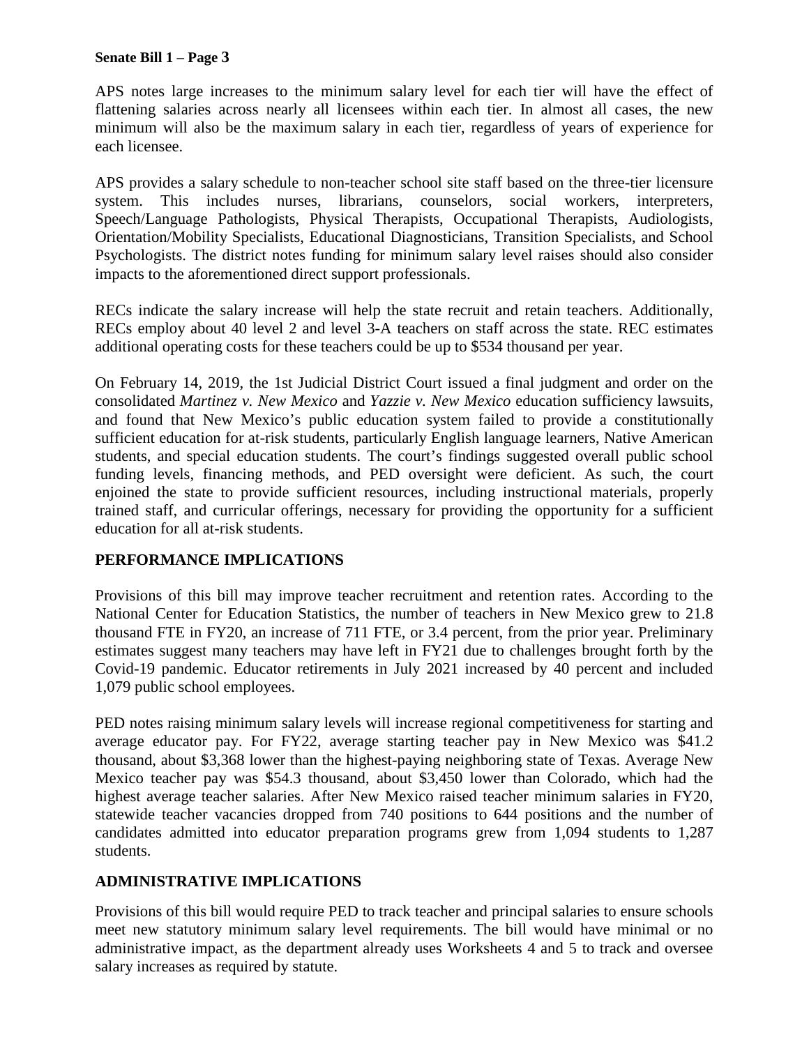APS notes large increases to the minimum salary level for each tier will have the effect of flattening salaries across nearly all licensees within each tier. In almost all cases, the new minimum will also be the maximum salary in each tier, regardless of years of experience for each licensee.

APS provides a salary schedule to non-teacher school site staff based on the three-tier licensure system. This includes nurses, librarians, counselors, social workers, interpreters, Speech/Language Pathologists, Physical Therapists, Occupational Therapists, Audiologists, Orientation/Mobility Specialists, Educational Diagnosticians, Transition Specialists, and School Psychologists. The district notes funding for minimum salary level raises should also consider impacts to the aforementioned direct support professionals.

RECs indicate the salary increase will help the state recruit and retain teachers. Additionally, RECs employ about 40 level 2 and level 3-A teachers on staff across the state. REC estimates additional operating costs for these teachers could be up to $534 thousand per year.

On February 14, 2019, the 1st Judicial District Court issued a final judgment and order on the consolidated *Martinez v. New Mexico* and *Yazzie v. New Mexico* education sufficiency lawsuits, and found that New Mexico's public education system failed to provide a constitutionally sufficient education for at-risk students, particularly English language learners, Native American students, and special education students. The court's findings suggested overall public school funding levels, financing methods, and PED oversight were deficient. As such, the court enjoined the state to provide sufficient resources, including instructional materials, properly trained staff, and curricular offerings, necessary for providing the opportunity for a sufficient education for all at-risk students.

## PERFORMANCE IMPLICATIONS

Provisions of this bill may improve teacher recruitment and retention rates. According to the National Center for Education Statistics, the number of teachers in New Mexico grew to 21.8 thousand FTE in FY20, an increase of 711 FTE, or 3.4 percent, from the prior year. Preliminary estimates suggest many teachers may have left in FY21 due to challenges brought forth by the Covid-19 pandemic. Educator retirements in July 2021 increased by 40 percent and included 1,079 public school employees.

PED notes raising minimum salary levels will increase regional competitiveness for starting and average educator pay. For FY22, average starting teacher pay in New Mexico was $41.2 thousand, about $3,368 lower than the highest-paying neighboring state of Texas. Average New Mexico teacher pay was $54.3 thousand, about $3,450 lower than Colorado, which had the highest average teacher salaries. After New Mexico raised teacher minimum salaries in FY20, statewide teacher vacancies dropped from 740 positions to 644 positions and the number of candidates admitted into educator preparation programs grew from 1,094 students to 1,287 students.

## ADMINISTRATIVE IMPLICATIONS

Provisions of this bill would require PED to track teacher and principal salaries to ensure schools meet new statutory minimum salary level requirements. The bill would have minimal or no administrative impact, as the department already uses Worksheets 4 and 5 to track and oversee salary increases as required by statute.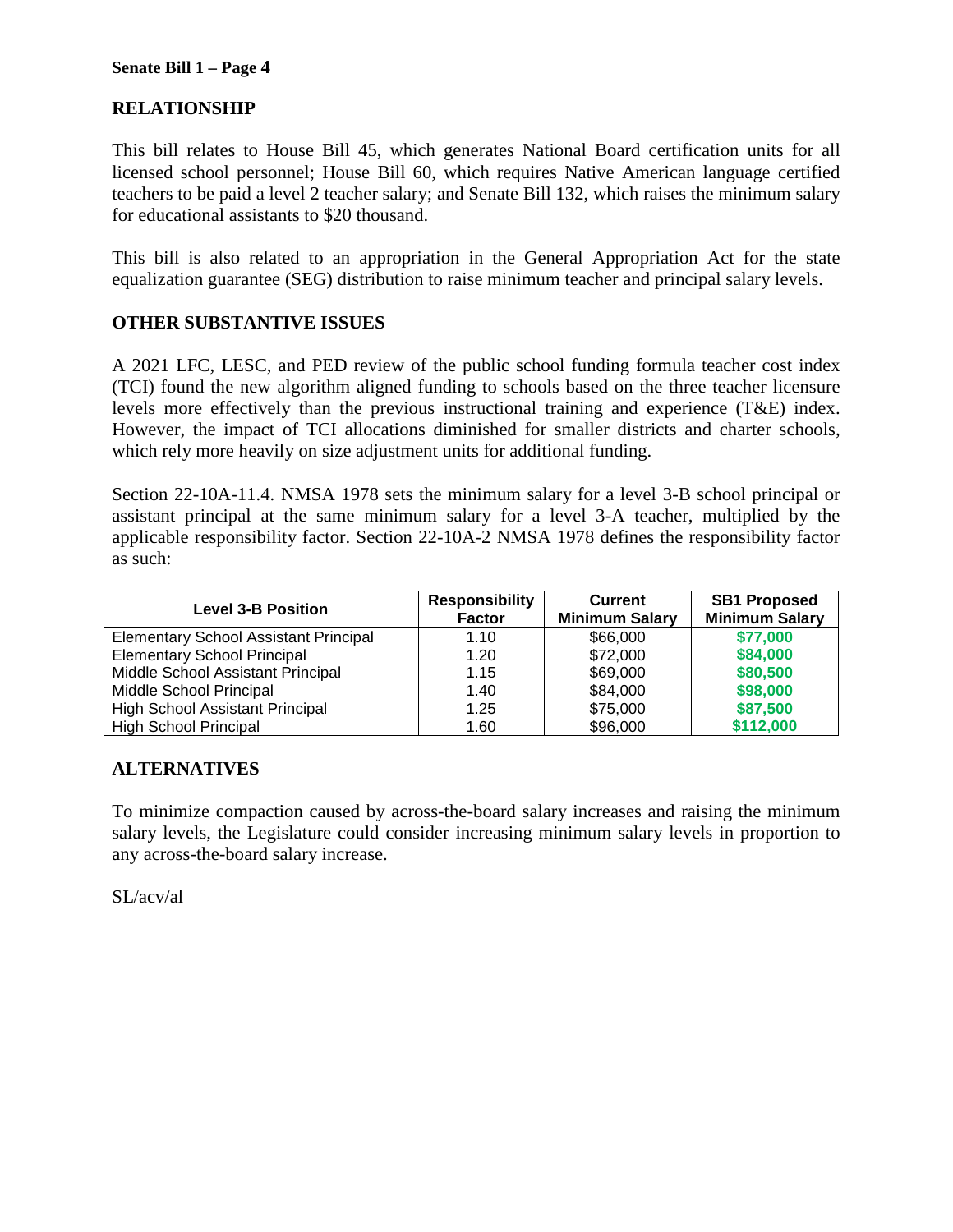**RELATIONSHIP**

This bill relates to House Bill 45, which generates National Board certification units for all licensed school personnel; House Bill 60, which requires Native American language certified teachers to be paid a level 2 teacher salary; and Senate Bill 132, which raises the minimum salary for educational assistants to $20 thousand.

This bill is also related to an appropriation in the General Appropriation Act for the state equalization guarantee (SEG) distribution to raise minimum teacher and principal salary levels.

**OTHER SUBSTANTIVE ISSUES**

A 2021 LFC, LESC, and PED review of the public school funding formula teacher cost index (TCI) found the new algorithm aligned funding to schools based on the three teacher licensure levels more effectively than the previous instructional training and experience (T&E) index. However, the impact of TCI allocations diminished for smaller districts and charter schools, which rely more heavily on size adjustment units for additional funding.

Section 22-10A-11.4. NMSA 1978 sets the minimum salary for a level 3-B school principal or assistant principal at the same minimum salary for a level 3-A teacher, multiplied by the applicable responsibility factor. Section 22-10A-2 NMSA 1978 defines the responsibility factor as such:

| Level 3-B Position | Responsibility Factor | Current Minimum Salary | SB1 Proposed Minimum Salary |
|---|---|---|---|
| Elementary School Assistant Principal | 1.10 | $66,000 | $77,000 |
| Elementary School Principal | 1.20 | $72,000 | $84,000 |
| Middle School Assistant Principal | 1.15 | $69,000 | $80,500 |
| Middle School Principal | 1.40 | $84,000 | $98,000 |
| High School Assistant Principal | 1.25 | $75,000 | $87,500 |
| High School Principal | 1.60 | $96,000 | $112,000 |

**ALTERNATIVES**

To minimize compaction caused by across-the-board salary increases and raising the minimum salary levels, the Legislature could consider increasing minimum salary levels in proportion to any across-the-board salary increase.

SL/acv/al